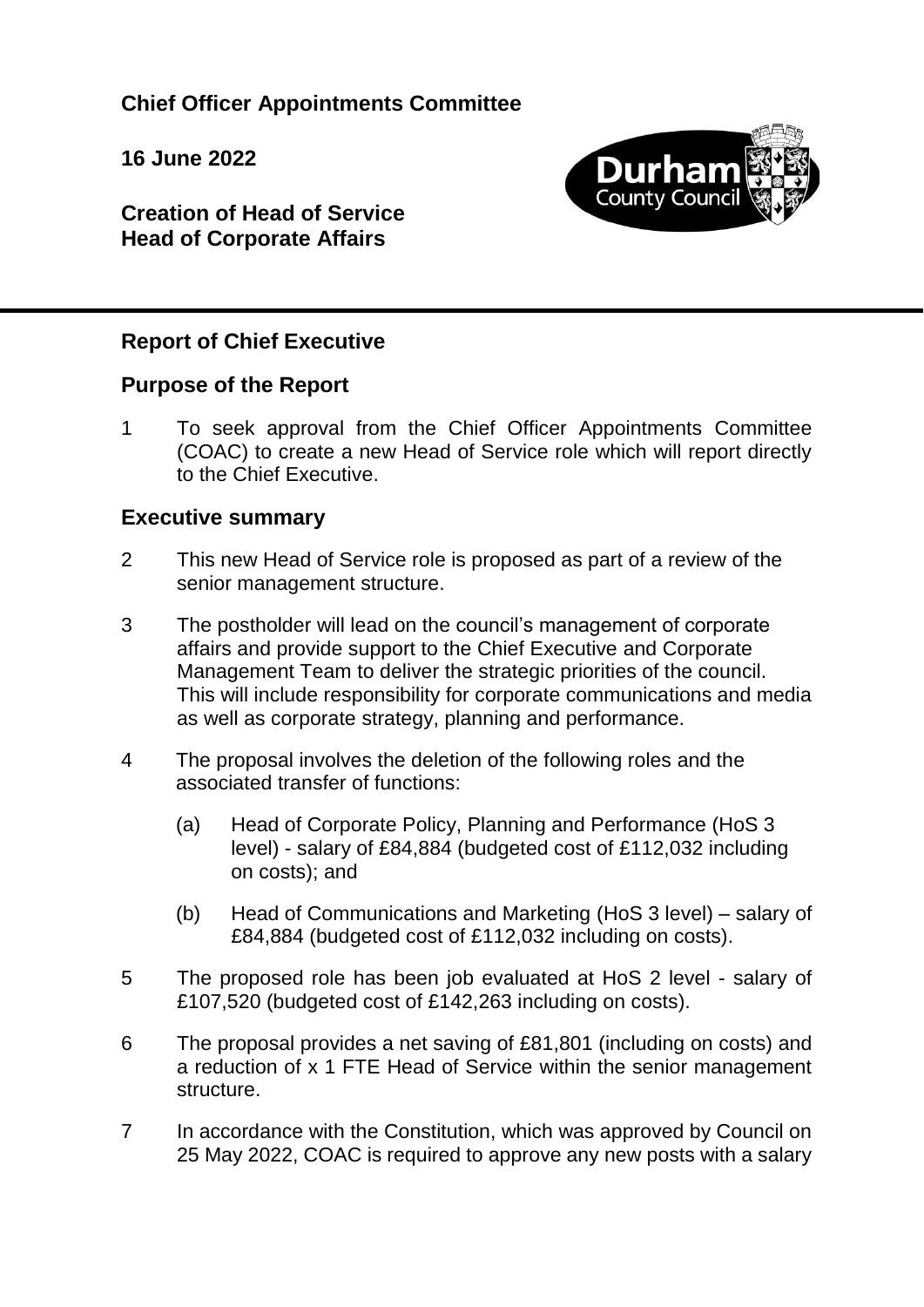**Chief Officer Appointments Committee**

**16 June 2022**

**Creation of Head of Service**
**Head of Corporate Affairs**

## Report of Chief Executive

## Purpose of the Report

1 To seek approval from the Chief Officer Appointments Committee (COAC) to create a new Head of Service role which will report directly to the Chief Executive.

## Executive summary

2 This new Head of Service role is proposed as part of a review of the senior management structure.

3 The postholder will lead on the council's management of corporate affairs and provide support to the Chief Executive and Corporate Management Team to deliver the strategic priorities of the council. This will include responsibility for corporate communications and media as well as corporate strategy, planning and performance.

4 The proposal involves the deletion of the following roles and the associated transfer of functions:

   (a) Head of Corporate Policy, Planning and Performance (HoS 3 level) - salary of £84,884 (budgeted cost of £112,032 including on costs); and

   (b) Head of Communications and Marketing (HoS 3 level) – salary of £84,884 (budgeted cost of £112,032 including on costs).

5 The proposed role has been job evaluated at HoS 2 level - salary of £107,520 (budgeted cost of £142,263 including on costs).

6 The proposal provides a net saving of £81,801 (including on costs) and a reduction of x 1 FTE Head of Service within the senior management structure.

7 In accordance with the Constitution, which was approved by Council on 25 May 2022, COAC is required to approve any new posts with a salary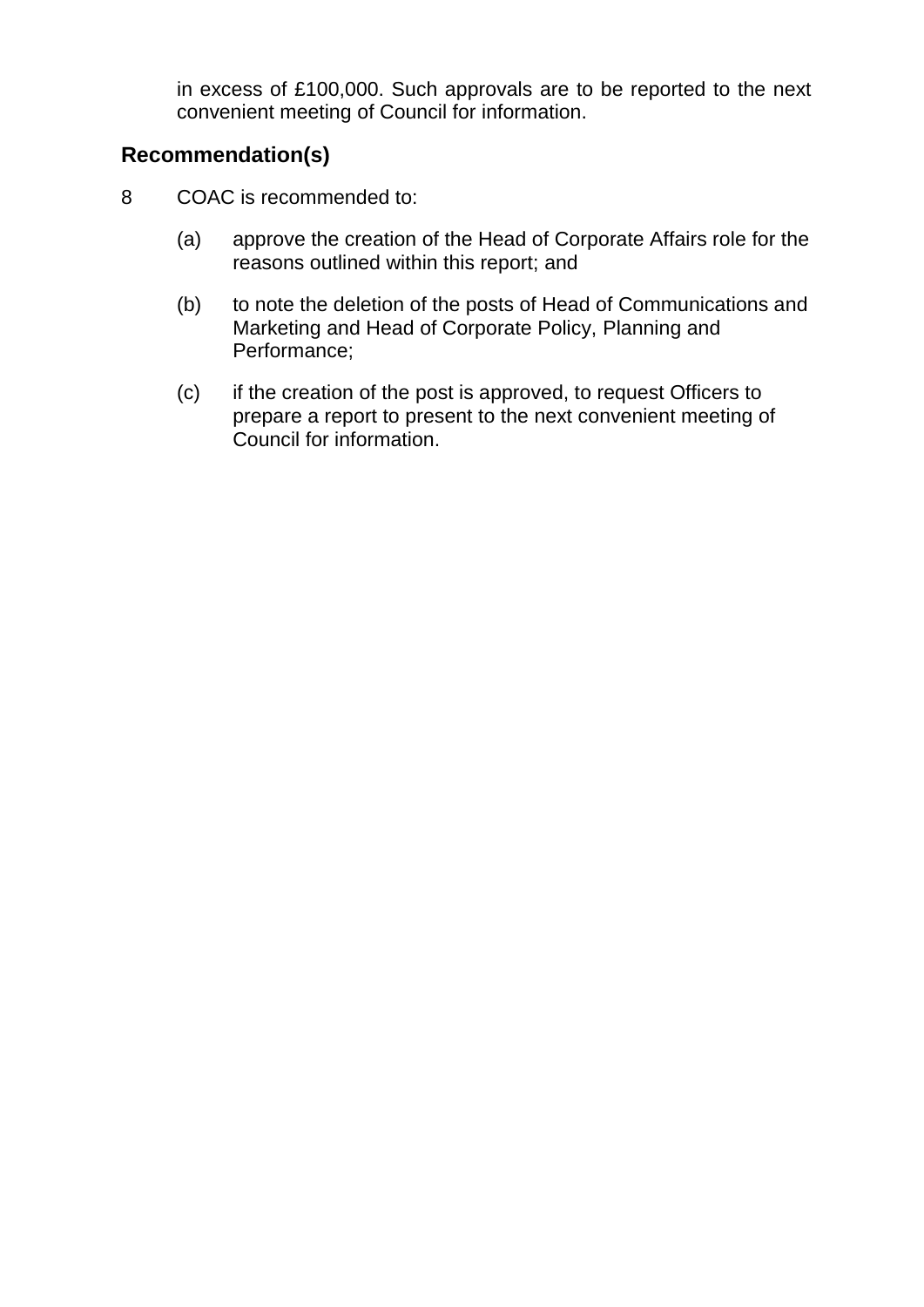in excess of £100,000. Such approvals are to be reported to the next convenient meeting of Council for information.

## Recommendation(s)

8 COAC is recommended to:

(a) approve the creation of the Head of Corporate Affairs role for the reasons outlined within this report; and

(b) to note the deletion of the posts of Head of Communications and Marketing and Head of Corporate Policy, Planning and Performance;

(c) if the creation of the post is approved, to request Officers to prepare a report to present to the next convenient meeting of Council for information.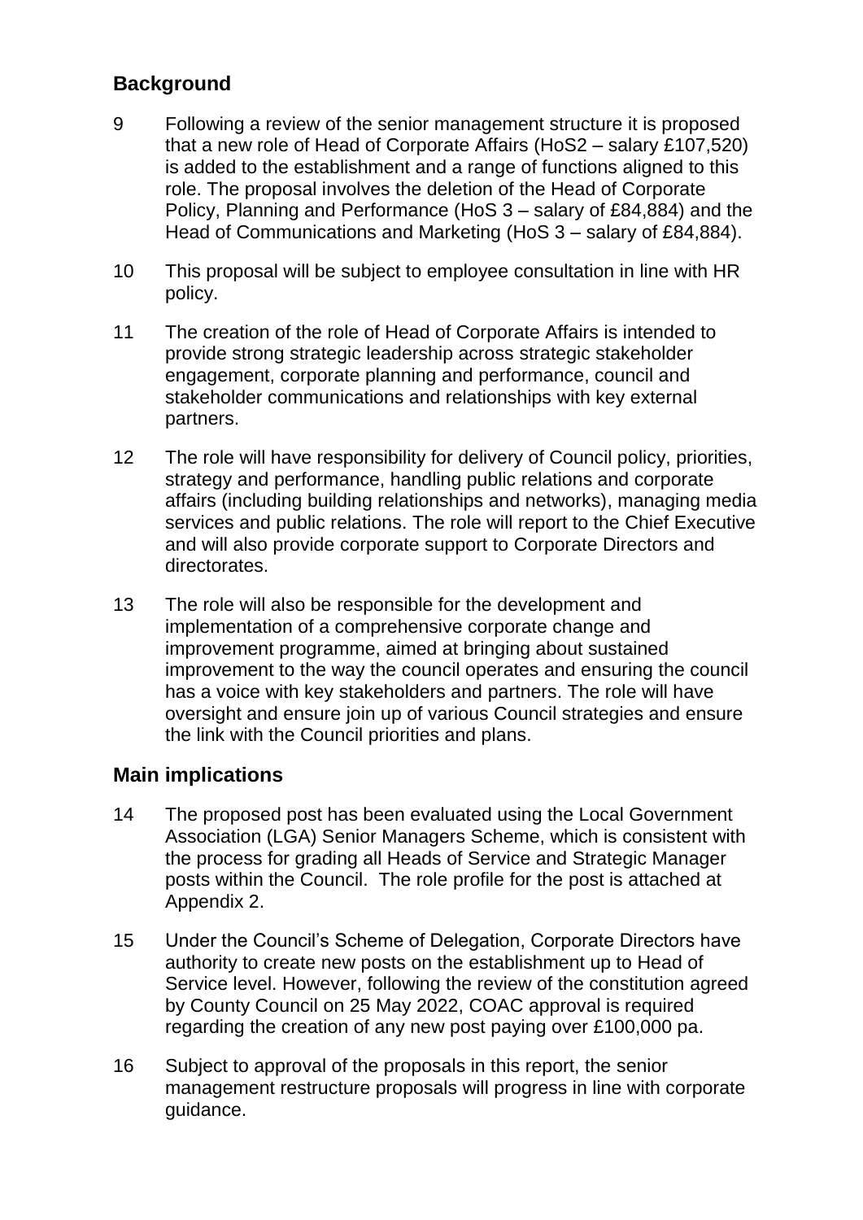## Background

9 Following a review of the senior management structure it is proposed that a new role of Head of Corporate Affairs (HoS2 – salary £107,520) is added to the establishment and a range of functions aligned to this role. The proposal involves the deletion of the Head of Corporate Policy, Planning and Performance (HoS 3 – salary of £84,884) and the Head of Communications and Marketing (HoS 3 – salary of £84,884).

10 This proposal will be subject to employee consultation in line with HR policy.

11 The creation of the role of Head of Corporate Affairs is intended to provide strong strategic leadership across strategic stakeholder engagement, corporate planning and performance, council and stakeholder communications and relationships with key external partners.

12 The role will have responsibility for delivery of Council policy, priorities, strategy and performance, handling public relations and corporate affairs (including building relationships and networks), managing media services and public relations. The role will report to the Chief Executive and will also provide corporate support to Corporate Directors and directorates.

13 The role will also be responsible for the development and implementation of a comprehensive corporate change and improvement programme, aimed at bringing about sustained improvement to the way the council operates and ensuring the council has a voice with key stakeholders and partners. The role will have oversight and ensure join up of various Council strategies and ensure the link with the Council priorities and plans.

## Main implications

14 The proposed post has been evaluated using the Local Government Association (LGA) Senior Managers Scheme, which is consistent with the process for grading all Heads of Service and Strategic Manager posts within the Council. The role profile for the post is attached at Appendix 2.

15 Under the Council's Scheme of Delegation, Corporate Directors have authority to create new posts on the establishment up to Head of Service level. However, following the review of the constitution agreed by County Council on 25 May 2022, COAC approval is required regarding the creation of any new post paying over £100,000 pa.

16 Subject to approval of the proposals in this report, the senior management restructure proposals will progress in line with corporate guidance.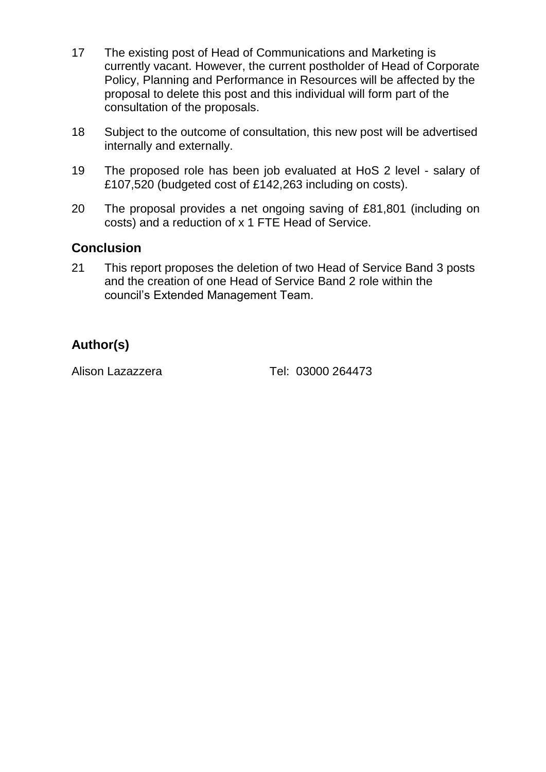17 The existing post of Head of Communications and Marketing is currently vacant. However, the current postholder of Head of Corporate Policy, Planning and Performance in Resources will be affected by the proposal to delete this post and this individual will form part of the consultation of the proposals.

18 Subject to the outcome of consultation, this new post will be advertised internally and externally.

19 The proposed role has been job evaluated at HoS 2 level - salary of £107,520 (budgeted cost of £142,263 including on costs).

20 The proposal provides a net ongoing saving of £81,801 (including on costs) and a reduction of x 1 FTE Head of Service.

## Conclusion

21 This report proposes the deletion of two Head of Service Band 3 posts and the creation of one Head of Service Band 2 role within the council's Extended Management Team.

## Author(s)

Alison Lazazzera Tel: 03000 264473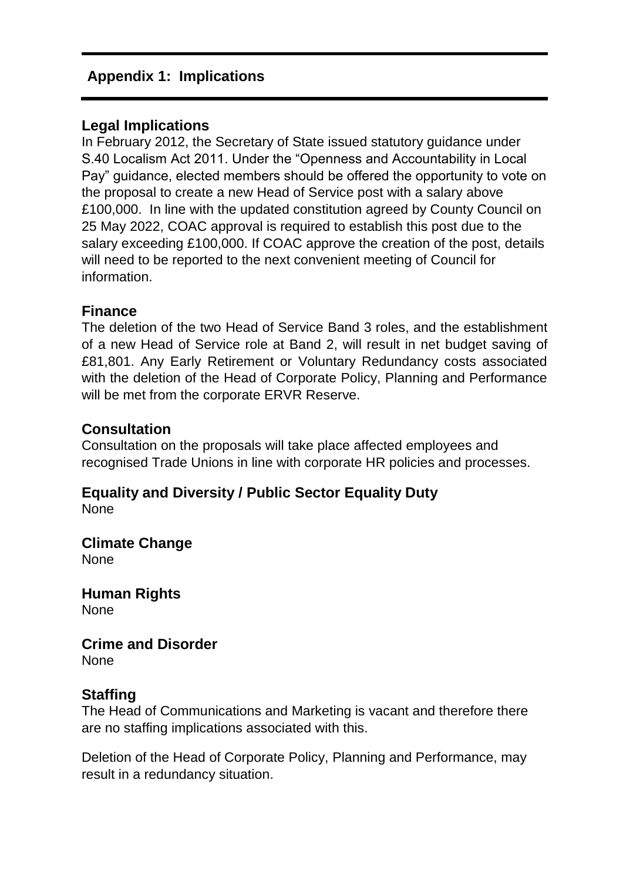## Appendix 1: Implications

### Legal Implications

In February 2012, the Secretary of State issued statutory guidance under S.40 Localism Act 2011. Under the "Openness and Accountability in Local Pay" guidance, elected members should be offered the opportunity to vote on the proposal to create a new Head of Service post with a salary above £100,000. In line with the updated constitution agreed by County Council on 25 May 2022, COAC approval is required to establish this post due to the salary exceeding £100,000. If COAC approve the creation of the post, details will need to be reported to the next convenient meeting of Council for information.

### Finance

The deletion of the two Head of Service Band 3 roles, and the establishment of a new Head of Service role at Band 2, will result in net budget saving of £81,801. Any Early Retirement or Voluntary Redundancy costs associated with the deletion of the Head of Corporate Policy, Planning and Performance will be met from the corporate ERVR Reserve.

### Consultation

Consultation on the proposals will take place affected employees and recognised Trade Unions in line with corporate HR policies and processes.

### Equality and Diversity / Public Sector Equality Duty

None

### Climate Change

None

### Human Rights

None

### Crime and Disorder

None

### Staffing

The Head of Communications and Marketing is vacant and therefore there are no staffing implications associated with this.

Deletion of the Head of Corporate Policy, Planning and Performance, may result in a redundancy situation.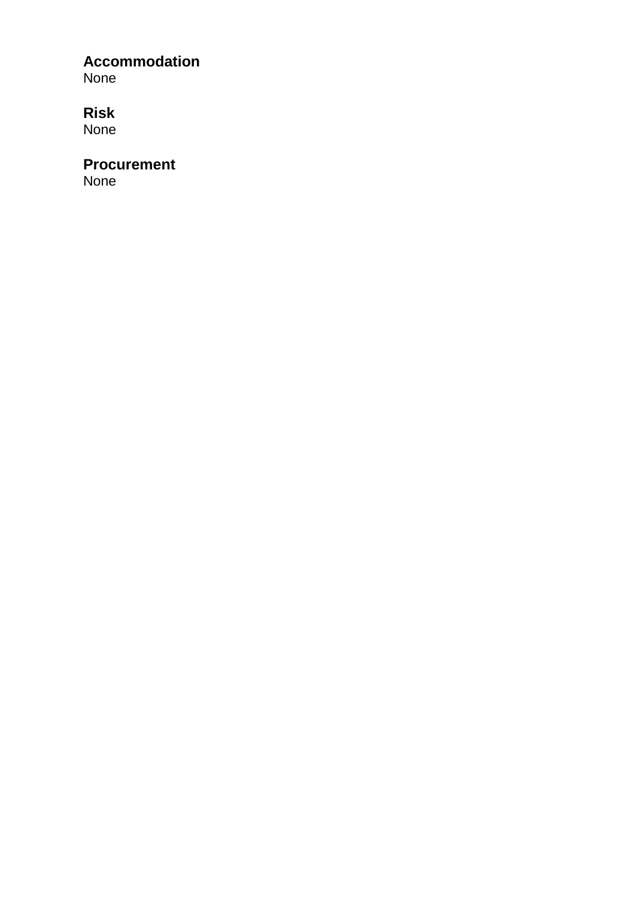**Accommodation**
None

**Risk**
None

**Procurement**
None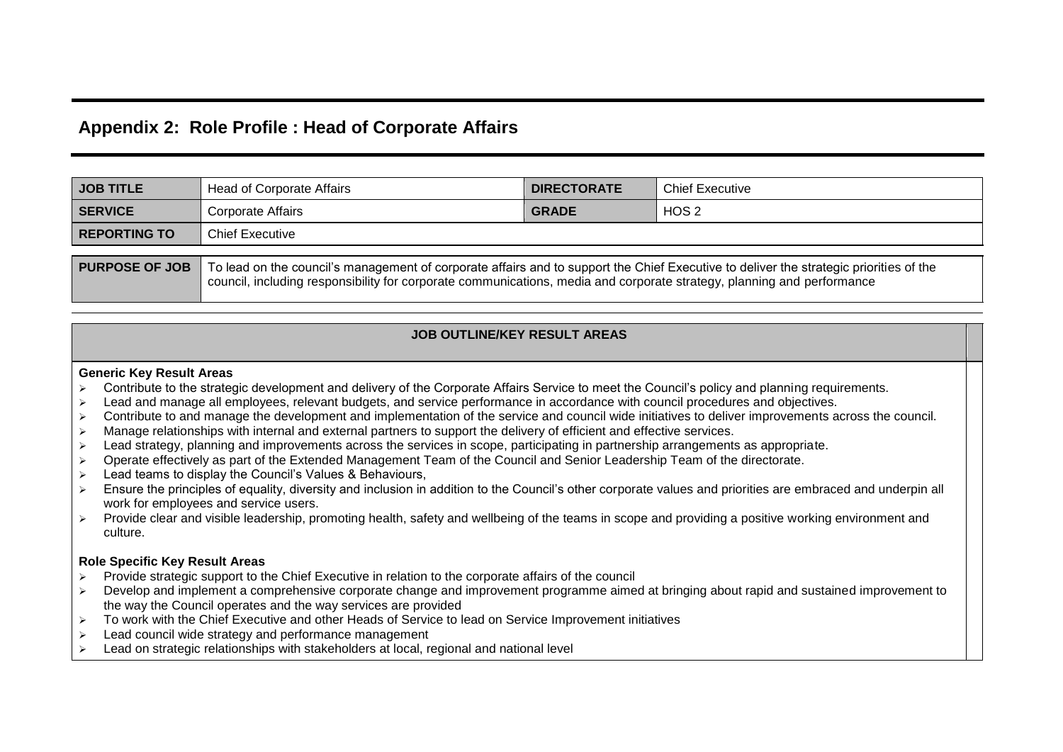## Appendix 2: Role Profile : Head of Corporate Affairs

| JOB TITLE | Head of Corporate Affairs | DIRECTORATE | Chief Executive |
|---|---|---|---|
| SERVICE | Corporate Affairs | GRADE | HOS 2 |
| REPORTING TO | Chief Executive | | |

| PURPOSE OF JOB | To lead on the council's management of corporate affairs and to support the Chief Executive to deliver the strategic priorities of the council, including responsibility for corporate communications, media and corporate strategy, planning and performance |
|---|---|

### JOB OUTLINE/KEY RESULT AREAS

**Generic Key Result Areas**

- Contribute to the strategic development and delivery of the Corporate Affairs Service to meet the Council's policy and planning requirements.
- Lead and manage all employees, relevant budgets, and service performance in accordance with council procedures and objectives.
- Contribute to and manage the development and implementation of the service and council wide initiatives to deliver improvements across the council.
- Manage relationships with internal and external partners to support the delivery of efficient and effective services.
- Lead strategy, planning and improvements across the services in scope, participating in partnership arrangements as appropriate.
- Operate effectively as part of the Extended Management Team of the Council and Senior Leadership Team of the directorate.
- Lead teams to display the Council's Values & Behaviours,
- Ensure the principles of equality, diversity and inclusion in addition to the Council's other corporate values and priorities are embraced and underpin all work for employees and service users.
- Provide clear and visible leadership, promoting health, safety and wellbeing of the teams in scope and providing a positive working environment and culture.

**Role Specific Key Result Areas**

- Provide strategic support to the Chief Executive in relation to the corporate affairs of the council
- Develop and implement a comprehensive corporate change and improvement programme aimed at bringing about rapid and sustained improvement to the way the Council operates and the way services are provided
- To work with the Chief Executive and other Heads of Service to lead on Service Improvement initiatives
- Lead council wide strategy and performance management
- Lead on strategic relationships with stakeholders at local, regional and national level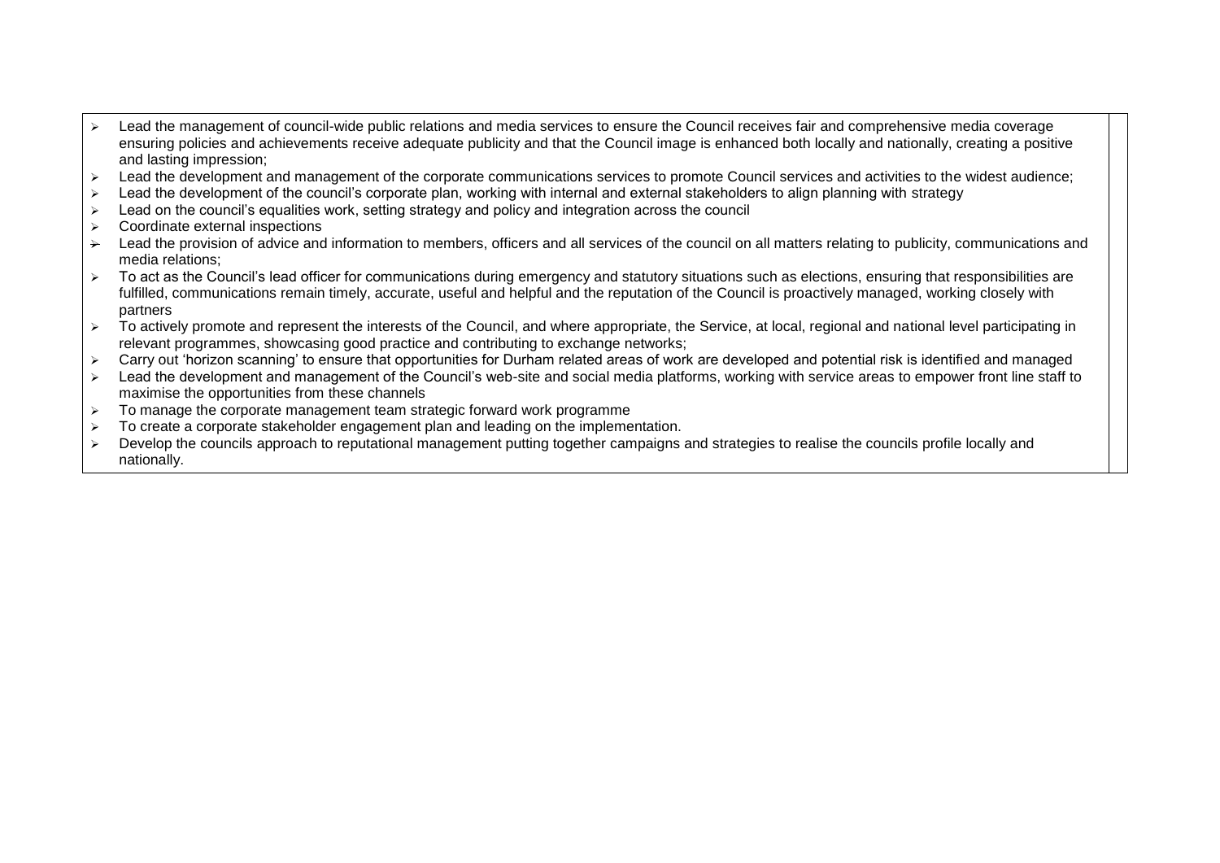- Lead the management of council-wide public relations and media services to ensure the Council receives fair and comprehensive media coverage ensuring policies and achievements receive adequate publicity and that the Council image is enhanced both locally and nationally, creating a positive and lasting impression;
- Lead the development and management of the corporate communications services to promote Council services and activities to the widest audience;
- Lead the development of the council's corporate plan, working with internal and external stakeholders to align planning with strategy
- Lead on the council's equalities work, setting strategy and policy and integration across the council
- Coordinate external inspections
- Lead the provision of advice and information to members, officers and all services of the council on all matters relating to publicity, communications and media relations;
- To act as the Council's lead officer for communications during emergency and statutory situations such as elections, ensuring that responsibilities are fulfilled, communications remain timely, accurate, useful and helpful and the reputation of the Council is proactively managed, working closely with partners
- To actively promote and represent the interests of the Council, and where appropriate, the Service, at local, regional and national level participating in relevant programmes, showcasing good practice and contributing to exchange networks;
- Carry out 'horizon scanning' to ensure that opportunities for Durham related areas of work are developed and potential risk is identified and managed
- Lead the development and management of the Council's web-site and social media platforms, working with service areas to empower front line staff to maximise the opportunities from these channels
- To manage the corporate management team strategic forward work programme
- To create a corporate stakeholder engagement plan and leading on the implementation.
- Develop the councils approach to reputational management putting together campaigns and strategies to realise the councils profile locally and nationally.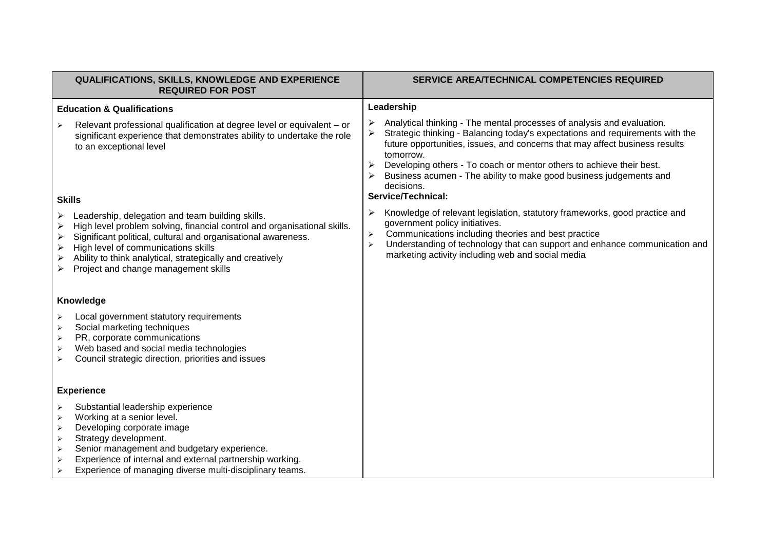| QUALIFICATIONS, SKILLS, KNOWLEDGE AND EXPERIENCE REQUIRED FOR POST | SERVICE AREA/TECHNICAL COMPETENCIES REQUIRED |
|---|---|
| **Education & Qualifications**<br><br>➢ Relevant professional qualification at degree level or equivalent – or significant experience that demonstrates ability to undertake the role to an exceptional level<br><br>**Skills**<br><br>➢ Leadership, delegation and team building skills.<br>➢ High level problem solving, financial control and organisational skills.<br>➢ Significant political, cultural and organisational awareness.<br>➢ High level of communications skills<br>➢ Ability to think analytical, strategically and creatively<br>➢ Project and change management skills<br><br>**Knowledge**<br><br>➢ Local government statutory requirements<br>➢ Social marketing techniques<br>➢ PR, corporate communications<br>➢ Web based and social media technologies<br>➢ Council strategic direction, priorities and issues<br><br>**Experience**<br><br>➢ Substantial leadership experience<br>➢ Working at a senior level.<br>➢ Developing corporate image<br>➢ Strategy development.<br>➢ Senior management and budgetary experience.<br>➢ Experience of internal and external partnership working.<br>➢ Experience of managing diverse multi-disciplinary teams. | **Leadership**<br><br>➢ Analytical thinking - The mental processes of analysis and evaluation.<br>➢ Strategic thinking - Balancing today's expectations and requirements with the future opportunities, issues, and concerns that may affect business results tomorrow.<br>➢ Developing others - To coach or mentor others to achieve their best.<br>➢ Business acumen - The ability to make good business judgements and decisions.<br><br>**Service/Technical:**<br><br>➢ Knowledge of relevant legislation, statutory frameworks, good practice and government policy initiatives.<br>➢ Communications including theories and best practice<br>➢ Understanding of technology that can support and enhance communication and marketing activity including web and social media |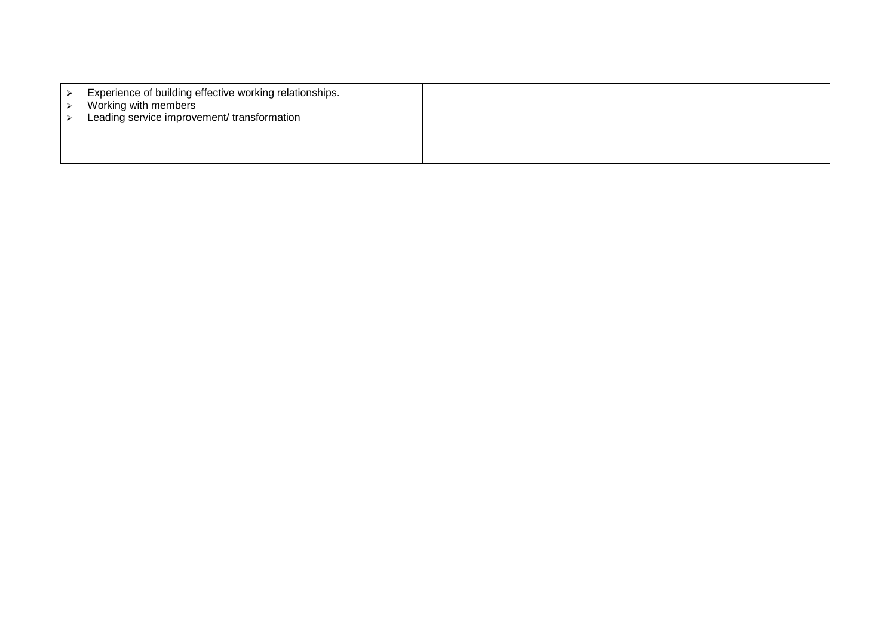| | |
|---|---|
| <ul><li>Experience of building effective working relationships.</li><li>Working with members</li><li>Leading service improvement/ transformation</li></ul> | |